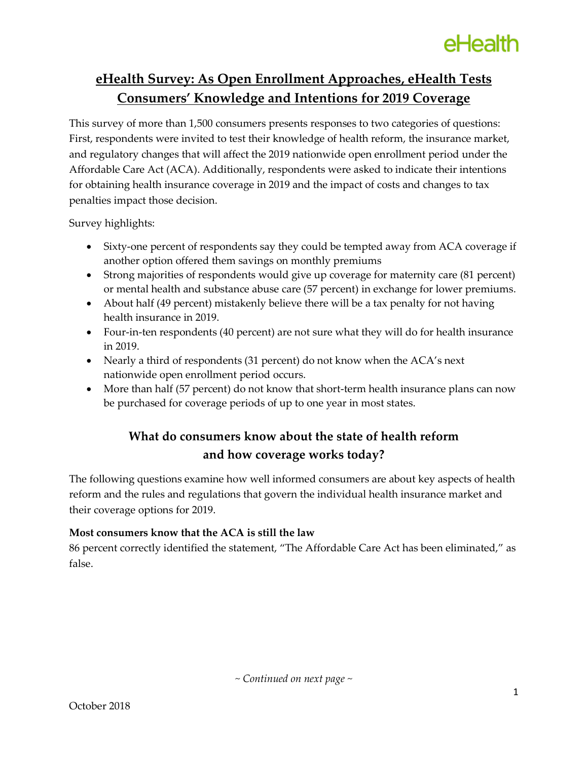# eHealth Survey: As Open Enrollment Approaches, eHealth Tests Consumers' Knowledge and Intentions for 2019 Coverage

This survey of more than 1,500 consumers presents responses to two categories of questions: First, respondents were invited to test their knowledge of health reform, the insurance market, and regulatory changes that will affect the 2019 nationwide open enrollment period under the Affordable Care Act (ACA). Additionally, respondents were asked to indicate their intentions for obtaining health insurance coverage in 2019 and the impact of costs and changes to tax penalties impact those decision.

Survey highlights:

- Sixty-one percent of respondents say they could be tempted away from ACA coverage if another option offered them savings on monthly premiums
- Strong majorities of respondents would give up coverage for maternity care (81 percent) or mental health and substance abuse care (57 percent) in exchange for lower premiums.
- About half (49 percent) mistakenly believe there will be a tax penalty for not having health insurance in 2019.
- Four-in-ten respondents (40 percent) are not sure what they will do for health insurance in 2019.
- Nearly a third of respondents (31 percent) do not know when the ACA's next nationwide open enrollment period occurs.
- More than half (57 percent) do not know that short-term health insurance plans can now be purchased for coverage periods of up to one year in most states.

## What do consumers know about the state of health reform and how coverage works today?

The following questions examine how well informed consumers are about key aspects of health reform and the rules and regulations that govern the individual health insurance market and their coverage options for 2019.

**Most consumers know that the ACA is still the law**

86 percent correctly identified the statement, "The Affordable Care Act has been eliminated," as false.

*~ Continued on next page ~*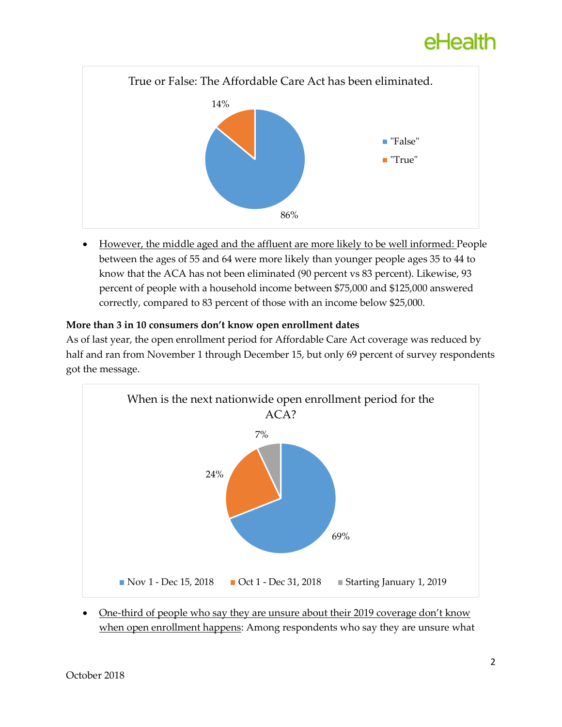True or False: The Affordable Care Act has been eliminated.

| Response | Percent |
| --- | --- |
| "False" | 86% |
| "True" | 14% |

- <u>However, the middle aged and the affluent are more likely to be well informed:</u> People between the ages of 55 and 64 were more likely than younger people ages 35 to 44 to know that the ACA has not been eliminated (90 percent vs 83 percent). Likewise, 93 percent of people with a household income between $75,000 and $125,000 answered correctly, compared to 83 percent of those with an income below $25,000.

**More than 3 in 10 consumers don't know open enrollment dates**

As of last year, the open enrollment period for Affordable Care Act coverage was reduced by half and ran from November 1 through December 15, but only 69 percent of survey respondents got the message.

When is the next nationwide open enrollment period for the ACA?

| Response | Percent |
| --- | --- |
| Nov 1 - Dec 15, 2018 | 69% |
| Oct 1 - Dec 31, 2018 | 24% |
| Starting January 1, 2019 | 7% |

- <u>One-third of people who say they are unsure about their 2019 coverage don't know when open enrollment happens</u>: Among respondents who say they are unsure what

October 2018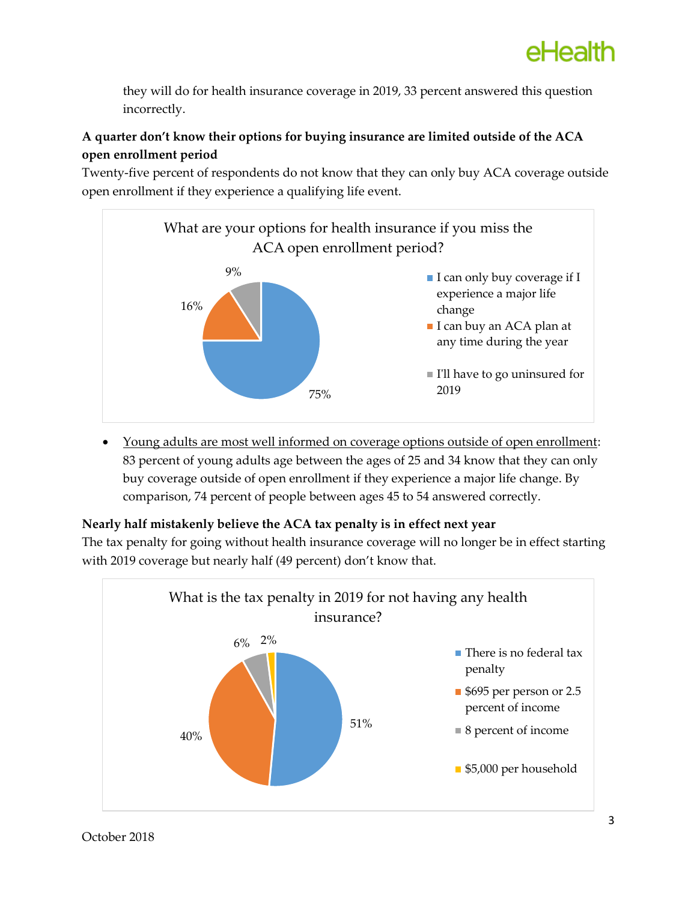they will do for health insurance coverage in 2019, 33 percent answered this question incorrectly.

**A quarter don't know their options for buying insurance are limited outside of the ACA open enrollment period**

Twenty-five percent of respondents do not know that they can only buy ACA coverage outside open enrollment if they experience a qualifying life event.

What are your options for health insurance if you miss the ACA open enrollment period?

| Response | Percent |
|---|---|
| I can only buy coverage if I experience a major life change | 75% |
| I can buy an ACA plan at any time during the year | 16% |
| I'll have to go uninsured for 2019 | 9% |

- Young adults are most well informed on coverage options outside of open enrollment: 83 percent of young adults age between the ages of 25 and 34 know that they can only buy coverage outside of open enrollment if they experience a major life change. By comparison, 74 percent of people between ages 45 to 54 answered correctly.

**Nearly half mistakenly believe the ACA tax penalty is in effect next year**

The tax penalty for going without health insurance coverage will no longer be in effect starting with 2019 coverage but nearly half (49 percent) don't know that.

What is the tax penalty in 2019 for not having any health insurance?

| Response | Percent |
|---|---|
| There is no federal tax penalty | 51% |
| $695 per person or 2.5 percent of income | 40% |
| 8 percent of income | 6% |
| $5,000 per household | 2% |

October 2018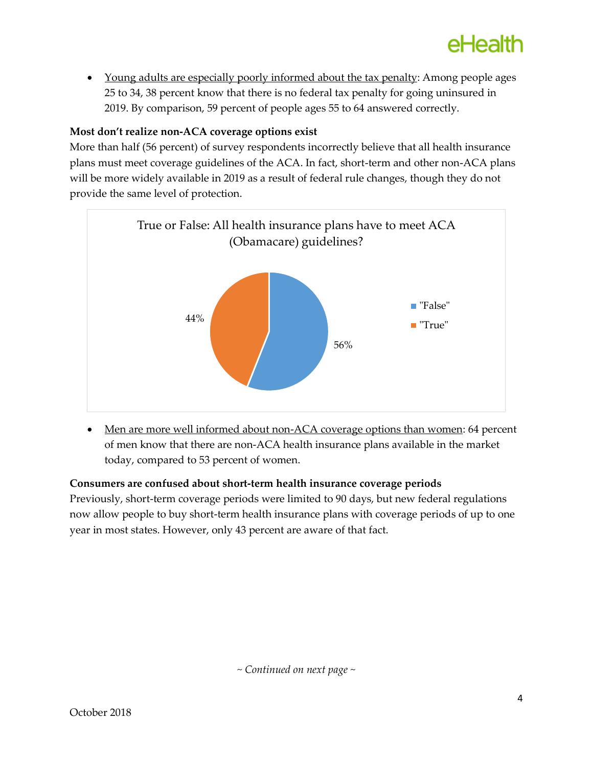- Young adults are especially poorly informed about the tax penalty: Among people ages 25 to 34, 38 percent know that there is no federal tax penalty for going uninsured in 2019. By comparison, 59 percent of people ages 55 to 64 answered correctly.

**Most don't realize non-ACA coverage options exist**

More than half (56 percent) of survey respondents incorrectly believe that all health insurance plans must meet coverage guidelines of the ACA. In fact, short-term and other non-ACA plans will be more widely available in 2019 as a result of federal rule changes, though they do not provide the same level of protection.

True or False: All health insurance plans have to meet ACA (Obamacare) guidelines?

| Answer | Percent |
|---|---|
| "False" | 56% |
| "True" | 44% |

- Men are more well informed about non-ACA coverage options than women: 64 percent of men know that there are non-ACA health insurance plans available in the market today, compared to 53 percent of women.

**Consumers are confused about short-term health insurance coverage periods**

Previously, short-term coverage periods were limited to 90 days, but new federal regulations now allow people to buy short-term health insurance plans with coverage periods of up to one year in most states. However, only 43 percent are aware of that fact.

*~ Continued on next page ~*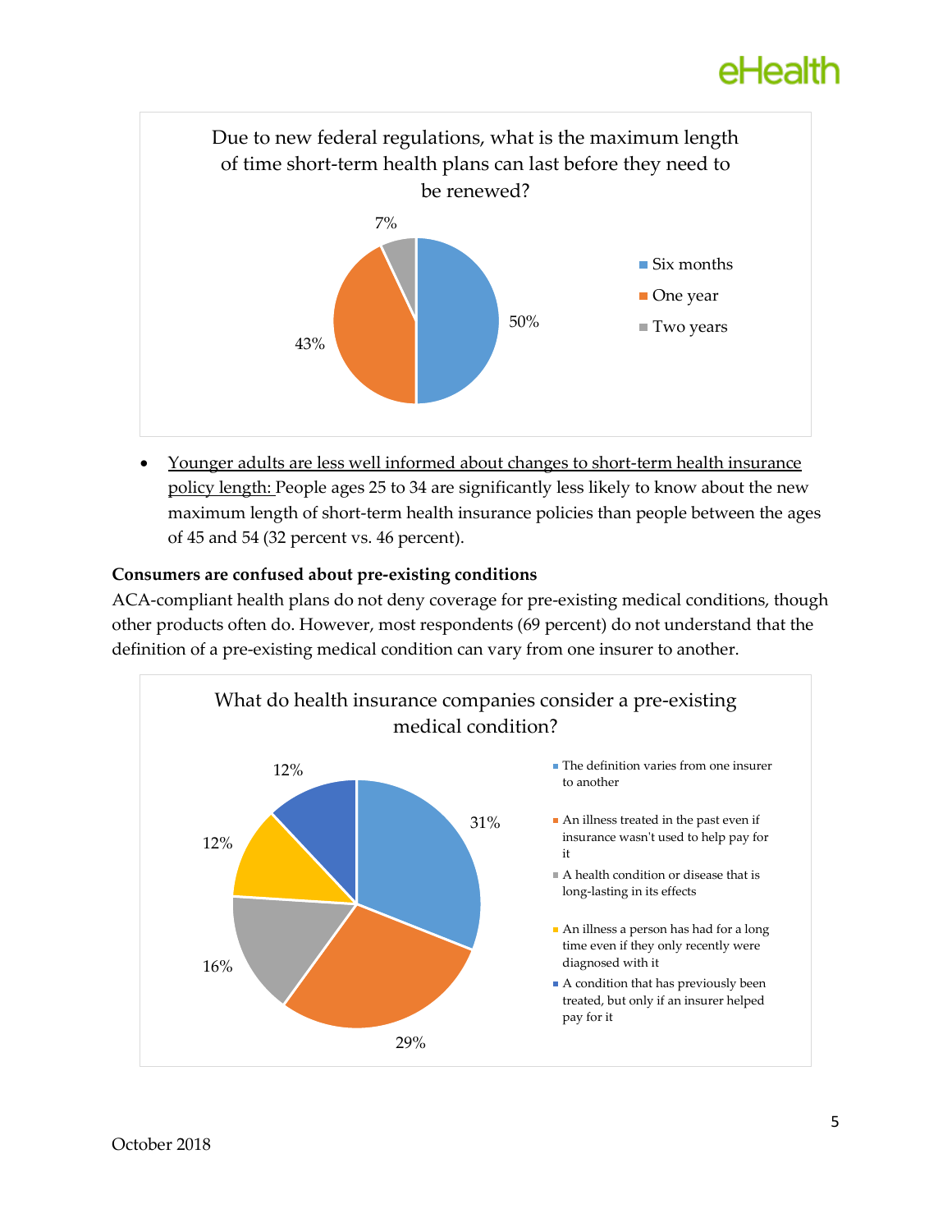Due to new federal regulations, what is the maximum length of time short-term health plans can last before they need to be renewed?

| Response | Percent |
| --- | --- |
| Six months | 50% |
| One year | 43% |
| Two years | 7% |

- Younger adults are less well informed about changes to short-term health insurance policy length: People ages 25 to 34 are significantly less likely to know about the new maximum length of short-term health insurance policies than people between the ages of 45 and 54 (32 percent vs. 46 percent).

**Consumers are confused about pre-existing conditions**

ACA-compliant health plans do not deny coverage for pre-existing medical conditions, though other products often do. However, most respondents (69 percent) do not understand that the definition of a pre-existing medical condition can vary from one insurer to another.

What do health insurance companies consider a pre-existing medical condition?

| Response | Percent |
| --- | --- |
| The definition varies from one insurer to another | 31% |
| An illness treated in the past even if insurance wasn't used to help pay for it | 29% |
| A health condition or disease that is long-lasting in its effects | 16% |
| An illness a person has had for a long time even if they only recently were diagnosed with it | 12% |
| A condition that has previously been treated, but only if an insurer helped pay for it | 12% |

October 2018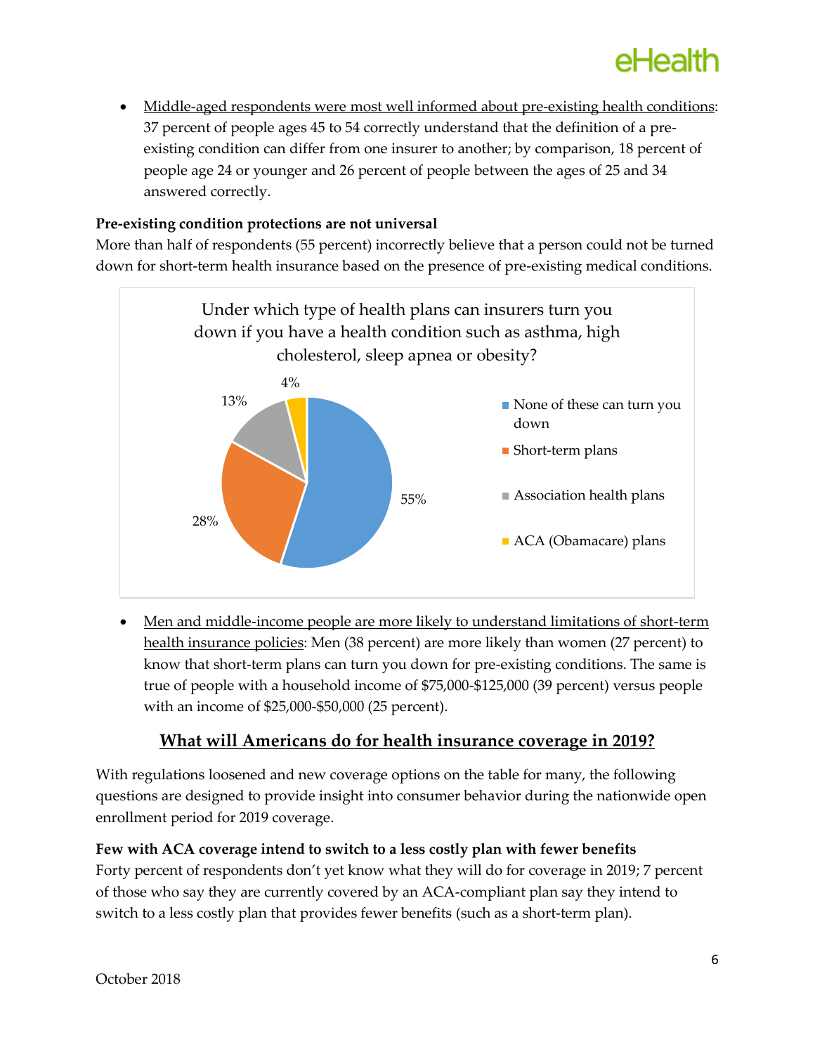- Middle-aged respondents were most well informed about pre-existing health conditions: 37 percent of people ages 45 to 54 correctly understand that the definition of a pre-existing condition can differ from one insurer to another; by comparison, 18 percent of people age 24 or younger and 26 percent of people between the ages of 25 and 34 answered correctly.

**Pre-existing condition protections are not universal**

More than half of respondents (55 percent) incorrectly believe that a person could not be turned down for short-term health insurance based on the presence of pre-existing medical conditions.

Under which type of health plans can insurers turn you down if you have a health condition such as asthma, high cholesterol, sleep apnea or obesity?

| Response | Percent |
|---|---|
| None of these can turn you down | 55% |
| Short-term plans | 28% |
| Association health plans | 13% |
| ACA (Obamacare) plans | 4% |

- Men and middle-income people are more likely to understand limitations of short-term health insurance policies: Men (38 percent) are more likely than women (27 percent) to know that short-term plans can turn you down for pre-existing conditions. The same is true of people with a household income of $75,000-$125,000 (39 percent) versus people with an income of $25,000-$50,000 (25 percent).

## What will Americans do for health insurance coverage in 2019?

With regulations loosened and new coverage options on the table for many, the following questions are designed to provide insight into consumer behavior during the nationwide open enrollment period for 2019 coverage.

**Few with ACA coverage intend to switch to a less costly plan with fewer benefits**

Forty percent of respondents don't yet know what they will do for coverage in 2019; 7 percent of those who say they are currently covered by an ACA-compliant plan say they intend to switch to a less costly plan that provides fewer benefits (such as a short-term plan).

October 2018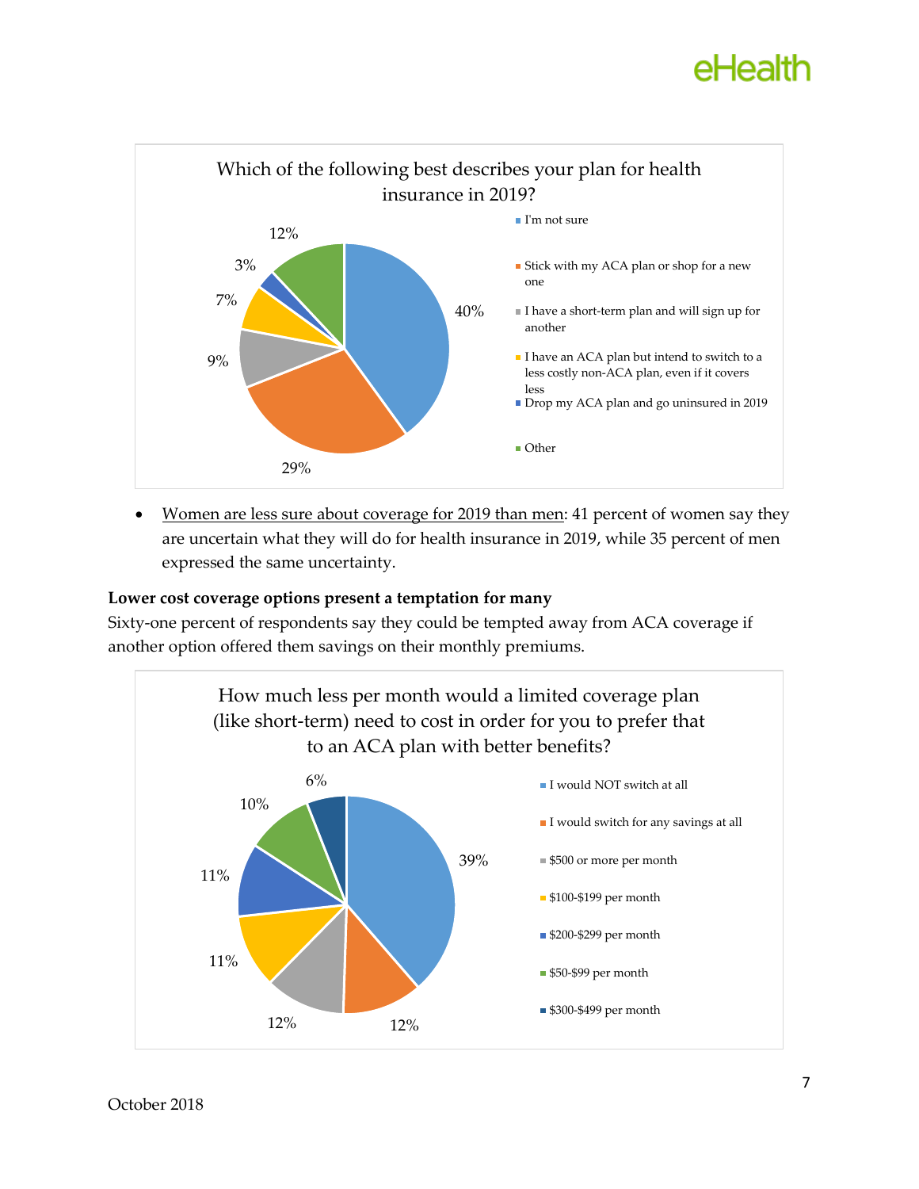**Which of the following best describes your plan for health insurance in 2019?**

| Response | Percent |
|---|---|
| I'm not sure | 40% |
| Stick with my ACA plan or shop for a new one | 29% |
| I have a short-term plan and will sign up for another | 9% |
| I have an ACA plan but intend to switch to a less costly non-ACA plan, even if it covers less | 7% |
| Drop my ACA plan and go uninsured in 2019 | 3% |
| Other | 12% |

- Women are less sure about coverage for 2019 than men: 41 percent of women say they are uncertain what they will do for health insurance in 2019, while 35 percent of men expressed the same uncertainty.

**Lower cost coverage options present a temptation for many**

Sixty-one percent of respondents say they could be tempted away from ACA coverage if another option offered them savings on their monthly premiums.

**How much less per month would a limited coverage plan (like short-term) need to cost in order for you to prefer that to an ACA plan with better benefits?**

| Response | Percent |
|---|---|
| I would NOT switch at all | 39% |
| I would switch for any savings at all | 12% |
| $500 or more per month | 12% |
| $100-$199 per month | 11% |
| $200-$299 per month | 11% |
| $50-$99 per month | 10% |
| $300-$499 per month | 6% |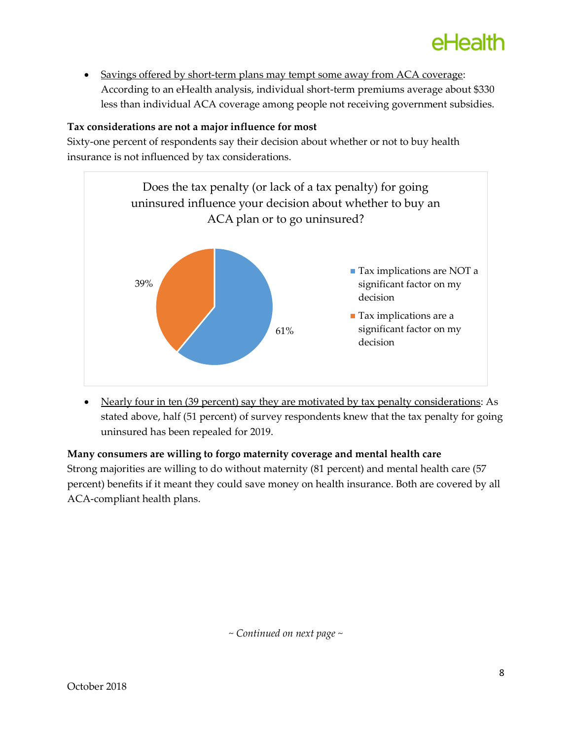- Savings offered by short-term plans may tempt some away from ACA coverage: According to an eHealth analysis, individual short-term premiums average about $330 less than individual ACA coverage among people not receiving government subsidies.

**Tax considerations are not a major influence for most**

Sixty-one percent of respondents say their decision about whether or not to buy health insurance is not influenced by tax considerations.

Does the tax penalty (or lack of a tax penalty) for going uninsured influence your decision about whether to buy an ACA plan or to go uninsured?

| Response | Percent |
|---|---|
| Tax implications are NOT a significant factor on my decision | 61% |
| Tax implications are a significant factor on my decision | 39% |

- Nearly four in ten (39 percent) say they are motivated by tax penalty considerations: As stated above, half (51 percent) of survey respondents knew that the tax penalty for going uninsured has been repealed for 2019.

**Many consumers are willing to forgo maternity coverage and mental health care**

Strong majorities are willing to do without maternity (81 percent) and mental health care (57 percent) benefits if it meant they could save money on health insurance. Both are covered by all ACA-compliant health plans.

*~ Continued on next page ~*

October 2018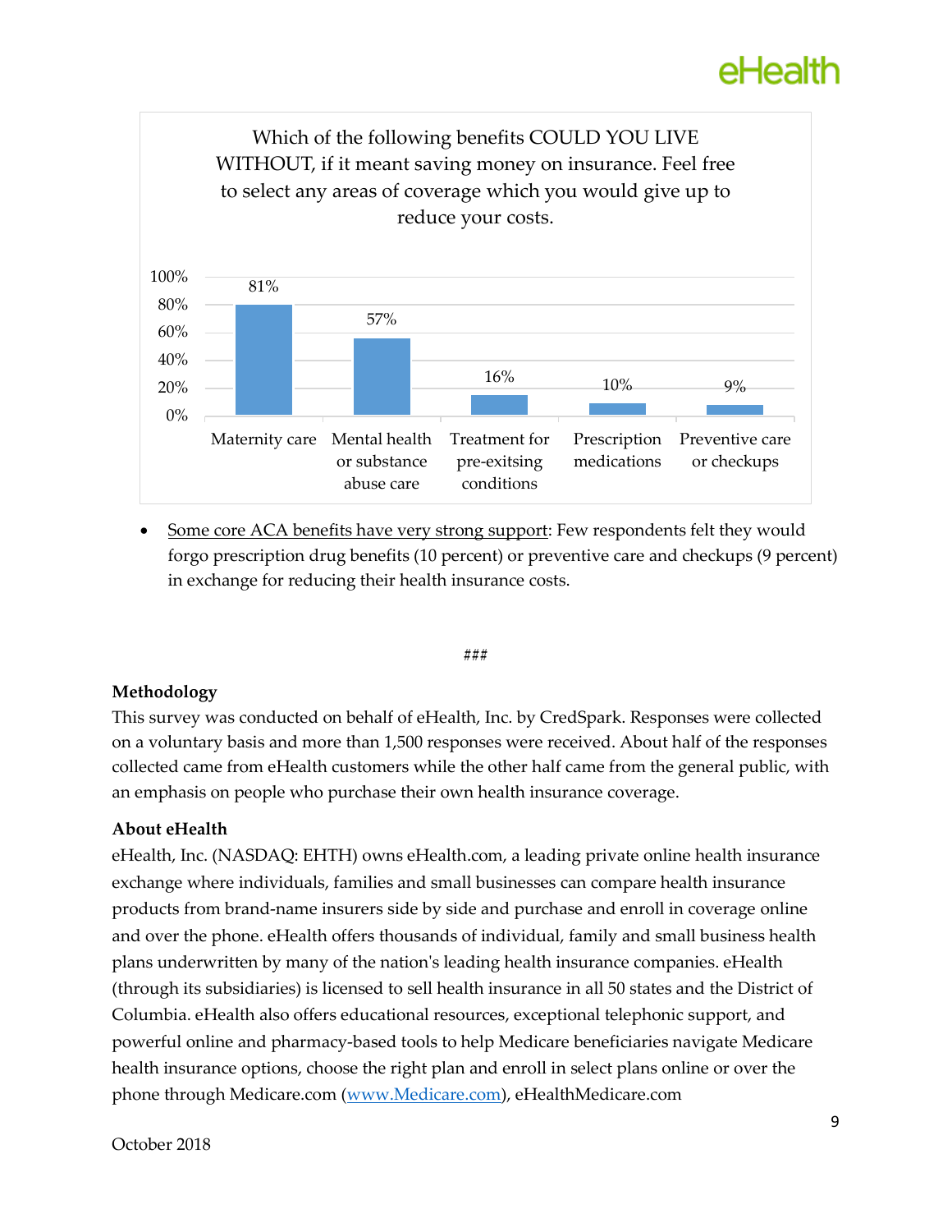Which of the following benefits COULD YOU LIVE WITHOUT, if it meant saving money on insurance. Feel free to select any areas of coverage which you would give up to reduce your costs.

| Benefit | Percent |
|---|---|
| Maternity care | 81% |
| Mental health or substance abuse care | 57% |
| Treatment for pre-exitsing conditions | 16% |
| Prescription medications | 10% |
| Preventive care or checkups | 9% |

- Some core ACA benefits have very strong support: Few respondents felt they would forgo prescription drug benefits (10 percent) or preventive care and checkups (9 percent) in exchange for reducing their health insurance costs.

###

**Methodology**

This survey was conducted on behalf of eHealth, Inc. by CredSpark. Responses were collected on a voluntary basis and more than 1,500 responses were received. About half of the responses collected came from eHealth customers while the other half came from the general public, with an emphasis on people who purchase their own health insurance coverage.

**About eHealth**

eHealth, Inc. (NASDAQ: EHTH) owns eHealth.com, a leading private online health insurance exchange where individuals, families and small businesses can compare health insurance products from brand-name insurers side by side and purchase and enroll in coverage online and over the phone. eHealth offers thousands of individual, family and small business health plans underwritten by many of the nation's leading health insurance companies. eHealth (through its subsidiaries) is licensed to sell health insurance in all 50 states and the District of Columbia. eHealth also offers educational resources, exceptional telephonic support, and powerful online and pharmacy-based tools to help Medicare beneficiaries navigate Medicare health insurance options, choose the right plan and enroll in select plans online or over the phone through Medicare.com (www.Medicare.com), eHealthMedicare.com

October 2018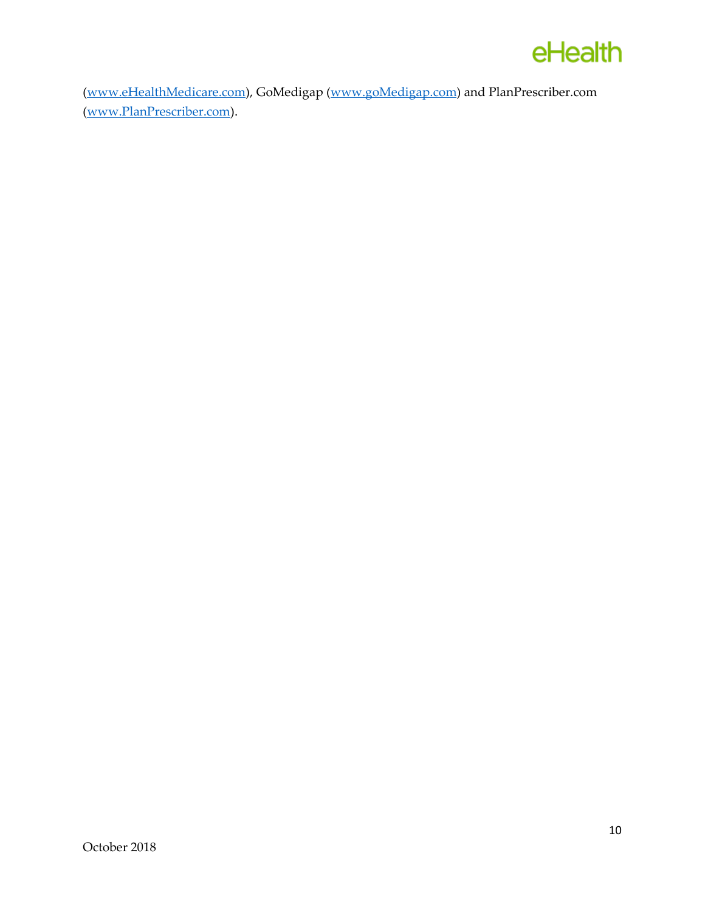(www.eHealthMedicare.com), GoMedigap (www.goMedigap.com) and PlanPrescriber.com (www.PlanPrescriber.com).